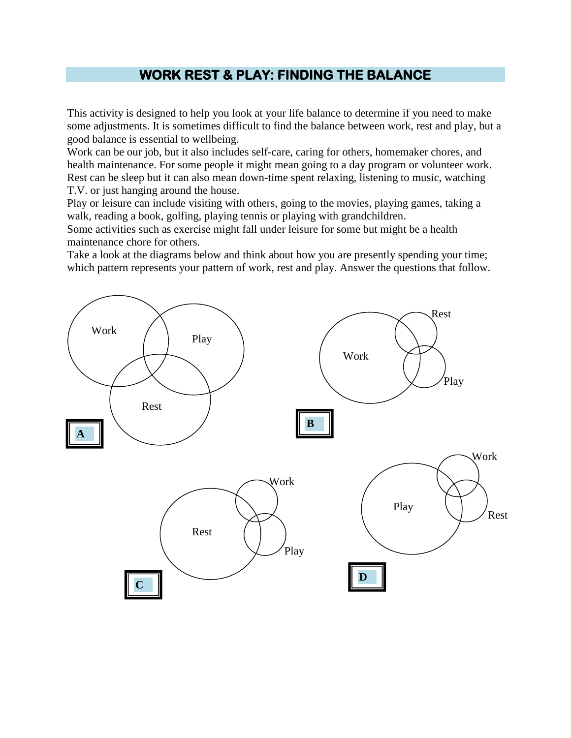# WORK REST & PLAY: FINDING THE BALANCE

This activity is designed to help you look at your life balance to determine if you need to make some adjustments. It is sometimes difficult to find the balance between work, rest and play, but a good balance is essential to wellbeing.

Work can be our job, but it also includes self-care, caring for others, homemaker chores, and health maintenance. For some people it might mean going to a day program or volunteer work.

Rest can be sleep but it can also mean down-time spent relaxing, listening to music, watching T.V. or just hanging around the house.

Play or leisure can include visiting with others, going to the movies, playing games, taking a walk, reading a book, golfing, playing tennis or playing with grandchildren.

Some activities such as exercise might fall under leisure for some but might be a health maintenance chore for others.

Take a look at the diagrams below and think about how you are presently spending your time; which pattern represents your pattern of work, rest and play. Answer the questions that follow.

**A**

Work, Play, Rest

**B**

Work, Rest, Play

**C**

Rest, Work, Play

**D**

Play, Work, Rest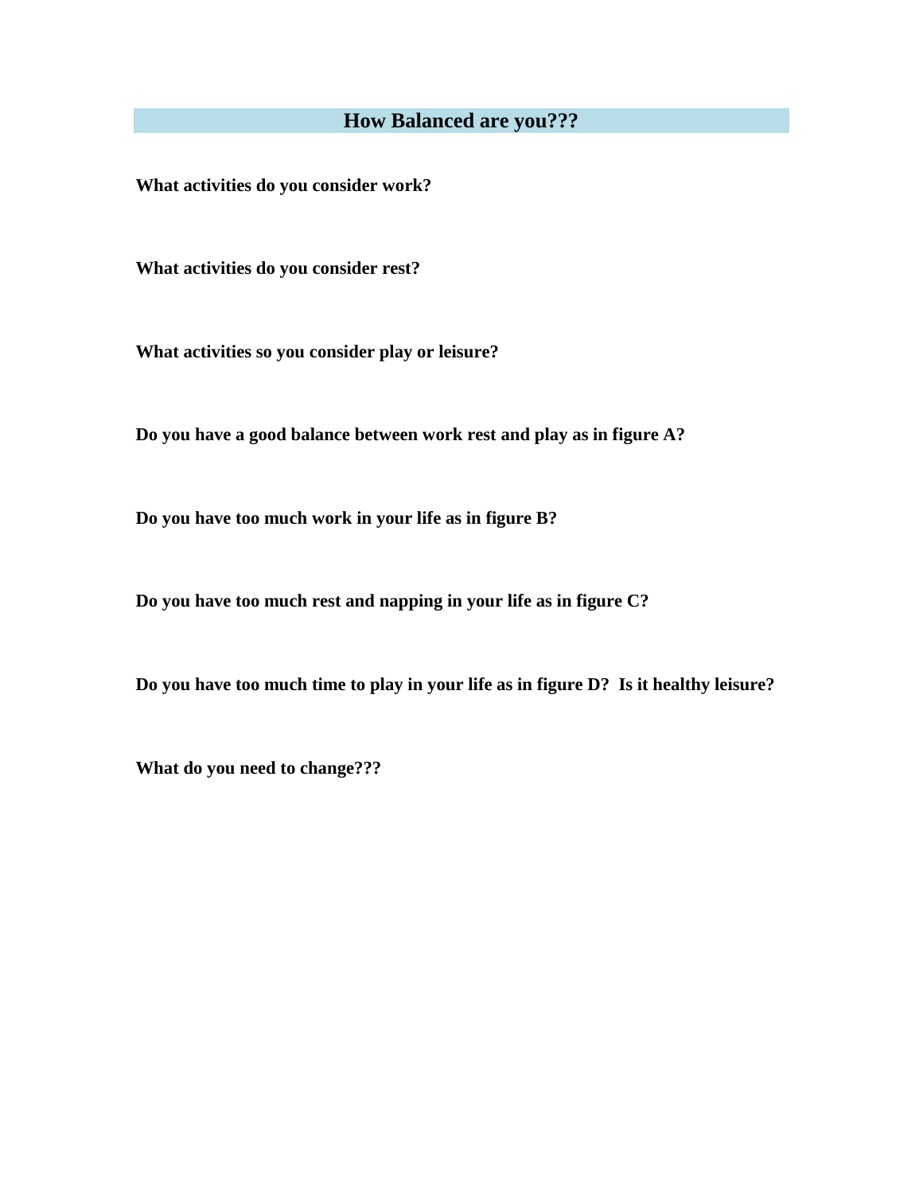# How Balanced are you???

**What activities do you consider work?**

**What activities do you consider rest?**

**What activities so you consider play or leisure?**

**Do you have a good balance between work rest and play as in figure A?**

**Do you have too much work in your life as in figure B?**

**Do you have too much rest and napping in your life as in figure C?**

**Do you have too much time to play in your life as in figure D? Is it healthy leisure?**

**What do you need to change???**